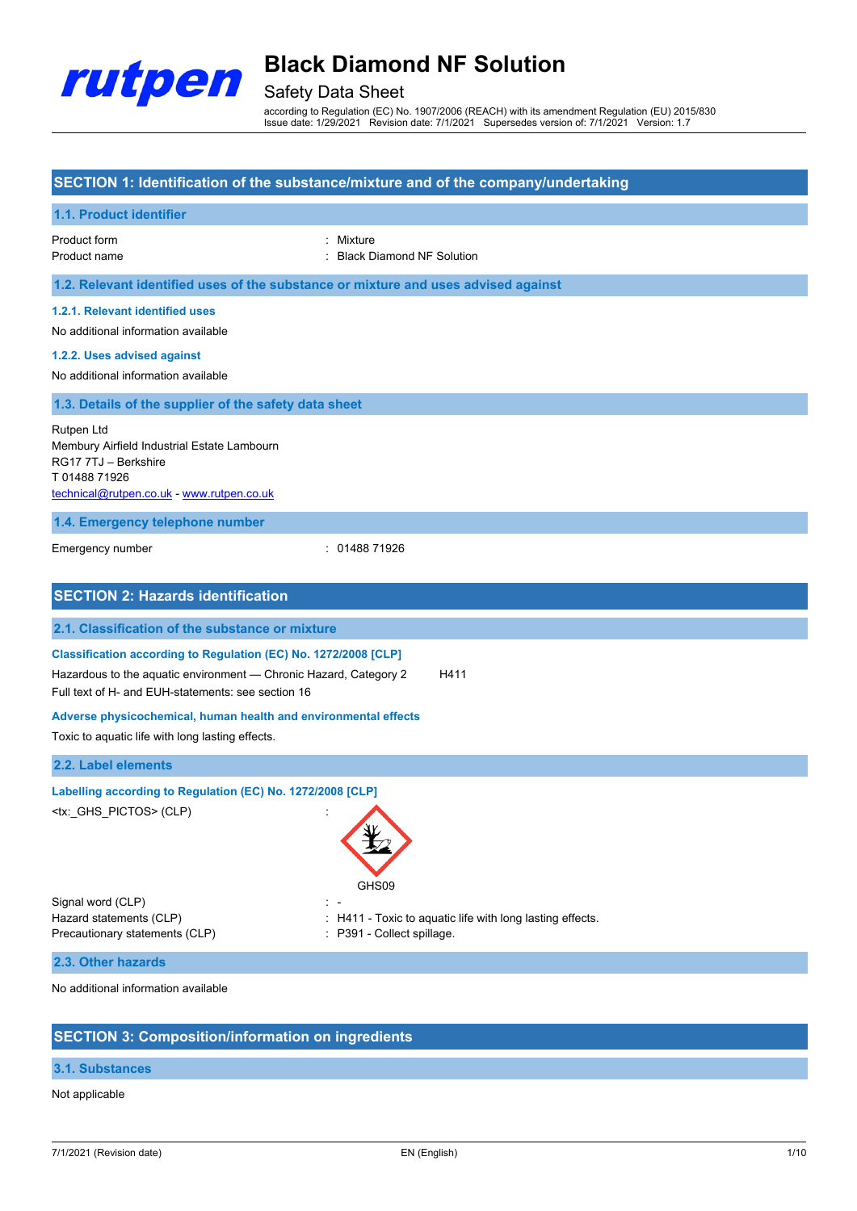# Black Diamond NF Solution

## Safety Data Sheet

according to Regulation (EC) No. 1907/2006 (REACH) with its amendment Regulation (EU) 2015/830
Issue date: 1/29/2021 Revision date: 7/1/2021 Supersedes version of: 7/1/2021 Version: 1.7

## SECTION 1: Identification of the substance/mixture and of the company/undertaking

### 1.1. Product identifier

| | |
|---|---|
| Product form | : Mixture |
| Product name | : Black Diamond NF Solution |

### 1.2. Relevant identified uses of the substance or mixture and uses advised against

#### 1.2.1. Relevant identified uses

No additional information available

#### 1.2.2. Uses advised against

No additional information available

### 1.3. Details of the supplier of the safety data sheet

Rutpen Ltd
Membury Airfield Industrial Estate Lambourn
RG17 7TJ – Berkshire
T 01488 71926
technical@rutpen.co.uk - www.rutpen.co.uk

### 1.4. Emergency telephone number

| | |
|---|---|
| Emergency number | : 01488 71926 |

## SECTION 2: Hazards identification

### 2.1. Classification of the substance or mixture

**Classification according to Regulation (EC) No. 1272/2008 [CLP]**

Hazardous to the aquatic environment — Chronic Hazard, Category 2 H411

Full text of H- and EUH-statements: see section 16

**Adverse physicochemical, human health and environmental effects**

Toxic to aquatic life with long lasting effects.

### 2.2. Label elements

**Labelling according to Regulation (EC) No. 1272/2008 [CLP]**

<tx:_GHS_PICTOS> (CLP) :

GHS09

| | |
|---|---|
| Signal word (CLP) | : - |
| Hazard statements (CLP) | : H411 - Toxic to aquatic life with long lasting effects. |
| Precautionary statements (CLP) | : P391 - Collect spillage. |

### 2.3. Other hazards

No additional information available

## SECTION 3: Composition/information on ingredients

### 3.1. Substances

Not applicable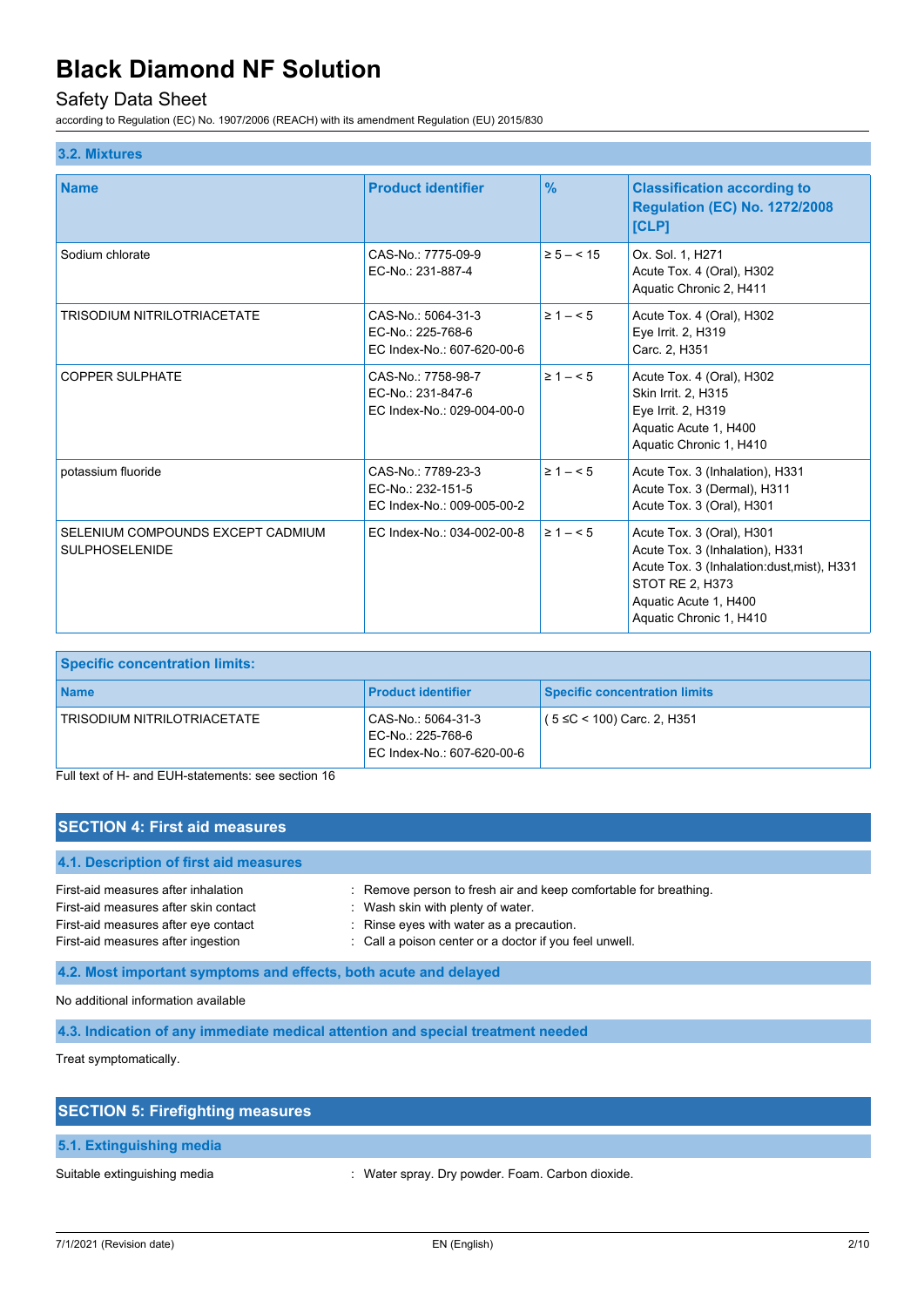### 3.2. Mixtures

| Name | Product identifier | % | Classification according to Regulation (EC) No. 1272/2008 [CLP] |
|---|---|---|---|
| Sodium chlorate | CAS-No.: 7775-09-9<br>EC-No.: 231-887-4 | ≥ 5 – < 15 | Ox. Sol. 1, H271<br>Acute Tox. 4 (Oral), H302<br>Aquatic Chronic 2, H411 |
| TRISODIUM NITRILOTRIACETATE | CAS-No.: 5064-31-3<br>EC-No.: 225-768-6<br>EC Index-No.: 607-620-00-6 | ≥ 1 – < 5 | Acute Tox. 4 (Oral), H302<br>Eye Irrit. 2, H319<br>Carc. 2, H351 |
| COPPER SULPHATE | CAS-No.: 7758-98-7<br>EC-No.: 231-847-6<br>EC Index-No.: 029-004-00-0 | ≥ 1 – < 5 | Acute Tox. 4 (Oral), H302<br>Skin Irrit. 2, H315<br>Eye Irrit. 2, H319<br>Aquatic Acute 1, H400<br>Aquatic Chronic 1, H410 |
| potassium fluoride | CAS-No.: 7789-23-3<br>EC-No.: 232-151-5<br>EC Index-No.: 009-005-00-2 | ≥ 1 – < 5 | Acute Tox. 3 (Inhalation), H331<br>Acute Tox. 3 (Dermal), H311<br>Acute Tox. 3 (Oral), H301 |
| SELENIUM COMPOUNDS EXCEPT CADMIUM SULPHOSELENIDE | EC Index-No.: 034-002-00-8 | ≥ 1 – < 5 | Acute Tox. 3 (Oral), H301<br>Acute Tox. 3 (Inhalation), H331<br>Acute Tox. 3 (Inhalation:dust,mist), H331<br>STOT RE 2, H373<br>Aquatic Acute 1, H400<br>Aquatic Chronic 1, H410 |

| Specific concentration limits: | | |
|---|---|---|
| **Name** | **Product identifier** | **Specific concentration limits** |
| TRISODIUM NITRILOTRIACETATE | CAS-No.: 5064-31-3<br>EC-No.: 225-768-6<br>EC Index-No.: 607-620-00-6 | ( 5 ≤C < 100) Carc. 2, H351 |

Full text of H- and EUH-statements: see section 16

## SECTION 4: First aid measures

### 4.1. Description of first aid measures

First-aid measures after inhalation : Remove person to fresh air and keep comfortable for breathing.

First-aid measures after skin contact : Wash skin with plenty of water.

First-aid measures after eye contact : Rinse eyes with water as a precaution.

First-aid measures after ingestion : Call a poison center or a doctor if you feel unwell.

### 4.2. Most important symptoms and effects, both acute and delayed

No additional information available

### 4.3. Indication of any immediate medical attention and special treatment needed

Treat symptomatically.

## SECTION 5: Firefighting measures

### 5.1. Extinguishing media

Suitable extinguishing media : Water spray. Dry powder. Foam. Carbon dioxide.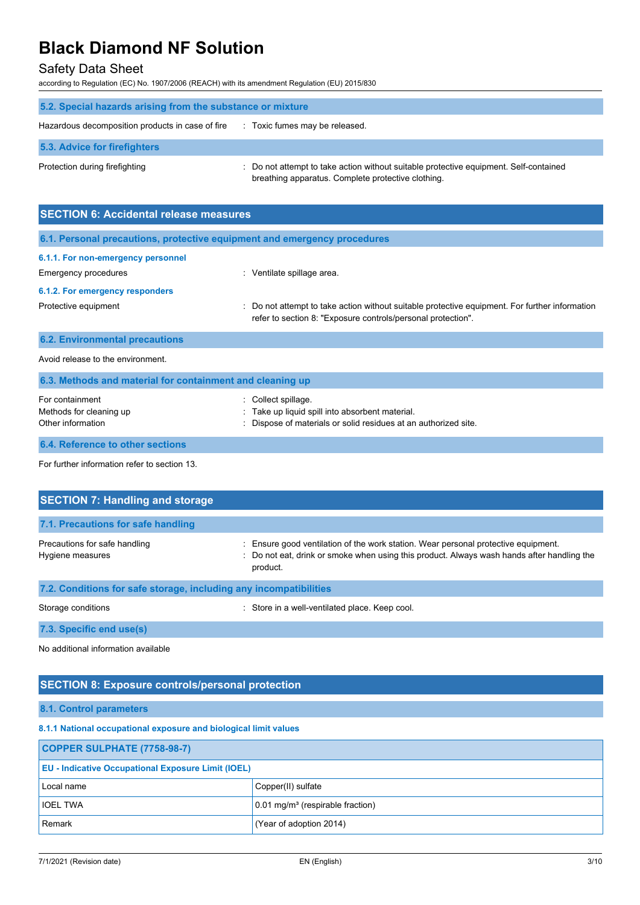### 5.2. Special hazards arising from the substance or mixture

Hazardous decomposition products in case of fire : Toxic fumes may be released.

### 5.3. Advice for firefighters

Protection during firefighting : Do not attempt to take action without suitable protective equipment. Self-contained breathing apparatus. Complete protective clothing.

## SECTION 6: Accidental release measures

### 6.1. Personal precautions, protective equipment and emergency procedures

#### 6.1.1. For non-emergency personnel

Emergency procedures : Ventilate spillage area.

#### 6.1.2. For emergency responders

Protective equipment : Do not attempt to take action without suitable protective equipment. For further information refer to section 8: "Exposure controls/personal protection".

### 6.2. Environmental precautions

Avoid release to the environment.

### 6.3. Methods and material for containment and cleaning up

For containment : Collect spillage.
Methods for cleaning up : Take up liquid spill into absorbent material.
Other information : Dispose of materials or solid residues at an authorized site.

### 6.4. Reference to other sections

For further information refer to section 13.

## SECTION 7: Handling and storage

### 7.1. Precautions for safe handling

Precautions for safe handling : Ensure good ventilation of the work station. Wear personal protective equipment.
Hygiene measures : Do not eat, drink or smoke when using this product. Always wash hands after handling the product.

### 7.2. Conditions for safe storage, including any incompatibilities

Storage conditions : Store in a well-ventilated place. Keep cool.

### 7.3. Specific end use(s)

No additional information available

## SECTION 8: Exposure controls/personal protection

### 8.1. Control parameters

#### 8.1.1 National occupational exposure and biological limit values

| COPPER SULPHATE (7758-98-7) | |
|---|---|
| **EU - Indicative Occupational Exposure Limit (IOEL)** | |
| Local name | Copper(II) sulfate |
| IOEL TWA | 0.01 mg/m³ (respirable fraction) |
| Remark | (Year of adoption 2014) |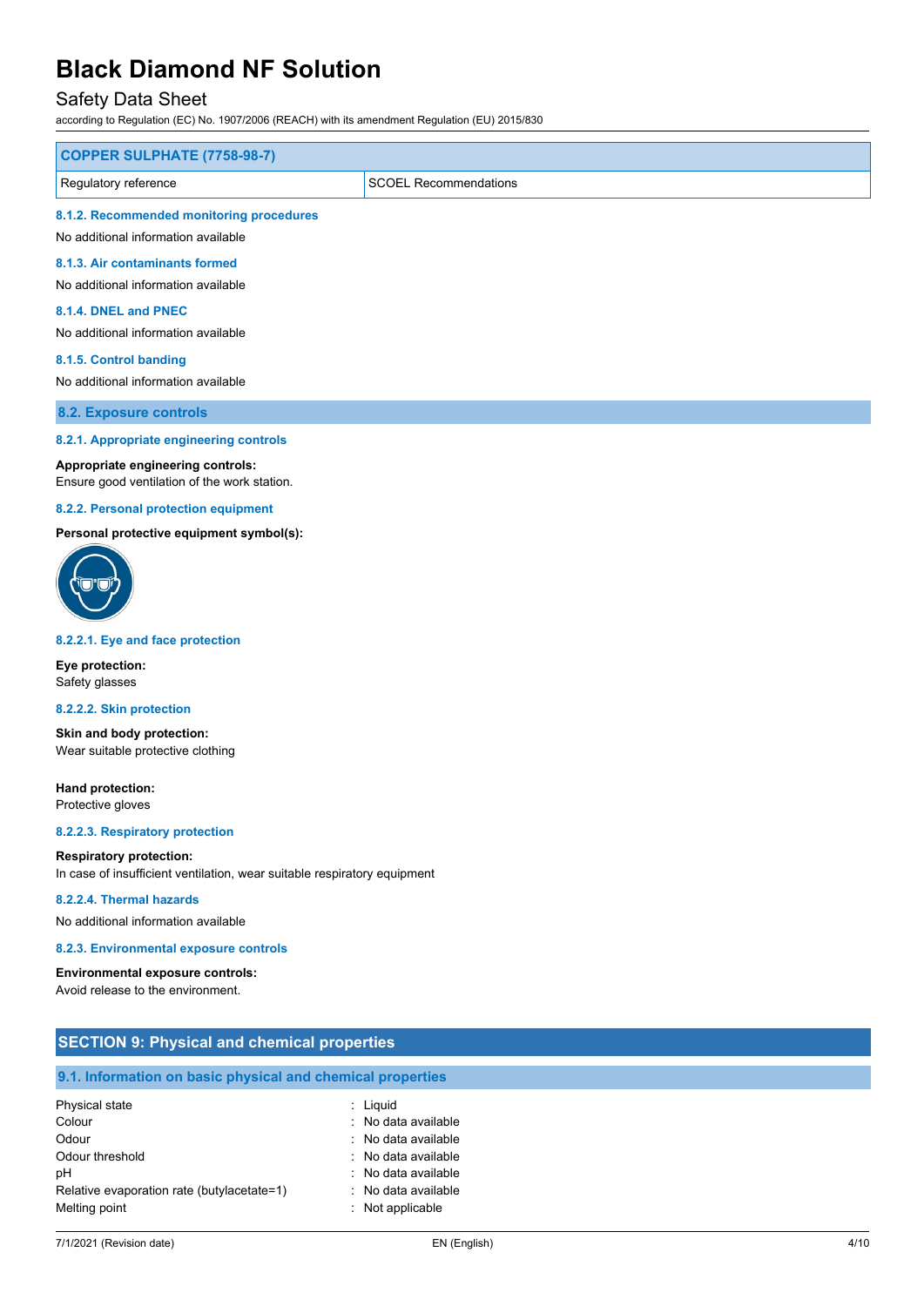| COPPER SULPHATE (7758-98-7) | |
|---|---|
| Regulatory reference | SCOEL Recommendations |

#### 8.1.2. Recommended monitoring procedures

No additional information available

#### 8.1.3. Air contaminants formed

No additional information available

#### 8.1.4. DNEL and PNEC

No additional information available

#### 8.1.5. Control banding

No additional information available

### 8.2. Exposure controls

#### 8.2.1. Appropriate engineering controls

**Appropriate engineering controls:**
Ensure good ventilation of the work station.

#### 8.2.2. Personal protection equipment

**Personal protective equipment symbol(s):**

#### 8.2.2.1. Eye and face protection

**Eye protection:**
Safety glasses

#### 8.2.2.2. Skin protection

**Skin and body protection:**
Wear suitable protective clothing

**Hand protection:**
Protective gloves

#### 8.2.2.3. Respiratory protection

**Respiratory protection:**
In case of insufficient ventilation, wear suitable respiratory equipment

#### 8.2.2.4. Thermal hazards

No additional information available

#### 8.2.3. Environmental exposure controls

**Environmental exposure controls:**
Avoid release to the environment.

## SECTION 9: Physical and chemical properties

### 9.1. Information on basic physical and chemical properties

| | |
|---|---|
| Physical state | : Liquid |
| Colour | : No data available |
| Odour | : No data available |
| Odour threshold | : No data available |
| pH | : No data available |
| Relative evaporation rate (butylacetate=1) | : No data available |
| Melting point | : Not applicable |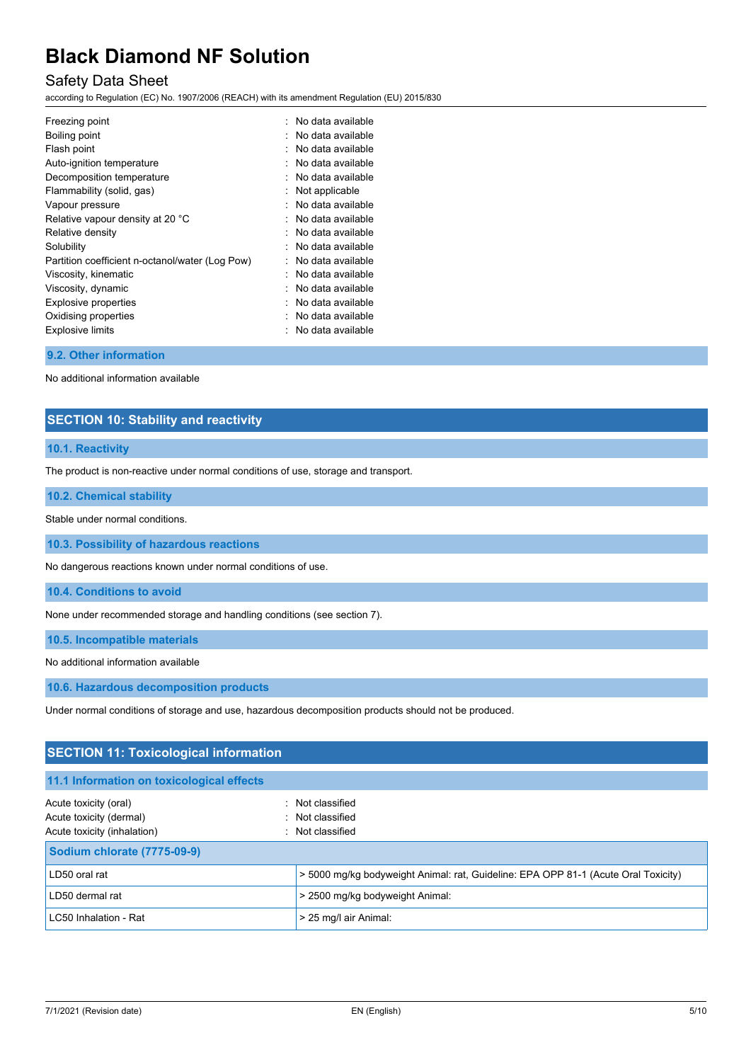| | |
|---|---|
| Freezing point | : No data available |
| Boiling point | : No data available |
| Flash point | : No data available |
| Auto-ignition temperature | : No data available |
| Decomposition temperature | : No data available |
| Flammability (solid, gas) | : Not applicable |
| Vapour pressure | : No data available |
| Relative vapour density at 20 °C | : No data available |
| Relative density | : No data available |
| Solubility | : No data available |
| Partition coefficient n-octanol/water (Log Pow) | : No data available |
| Viscosity, kinematic | : No data available |
| Viscosity, dynamic | : No data available |
| Explosive properties | : No data available |
| Oxidising properties | : No data available |
| Explosive limits | : No data available |

### 9.2. Other information

No additional information available

## SECTION 10: Stability and reactivity

### 10.1. Reactivity

The product is non-reactive under normal conditions of use, storage and transport.

### 10.2. Chemical stability

Stable under normal conditions.

### 10.3. Possibility of hazardous reactions

No dangerous reactions known under normal conditions of use.

### 10.4. Conditions to avoid

None under recommended storage and handling conditions (see section 7).

### 10.5. Incompatible materials

No additional information available

### 10.6. Hazardous decomposition products

Under normal conditions of storage and use, hazardous decomposition products should not be produced.

## SECTION 11: Toxicological information

### 11.1 Information on toxicological effects

| | |
|---|---|
| Acute toxicity (oral) | : Not classified |
| Acute toxicity (dermal) | : Not classified |
| Acute toxicity (inhalation) | : Not classified |

| Sodium chlorate (7775-09-9) | |
|---|---|
| LD50 oral rat | > 5000 mg/kg bodyweight Animal: rat, Guideline: EPA OPP 81-1 (Acute Oral Toxicity) |
| LD50 dermal rat | > 2500 mg/kg bodyweight Animal: |
| LC50 Inhalation - Rat | > 25 mg/l air Animal: |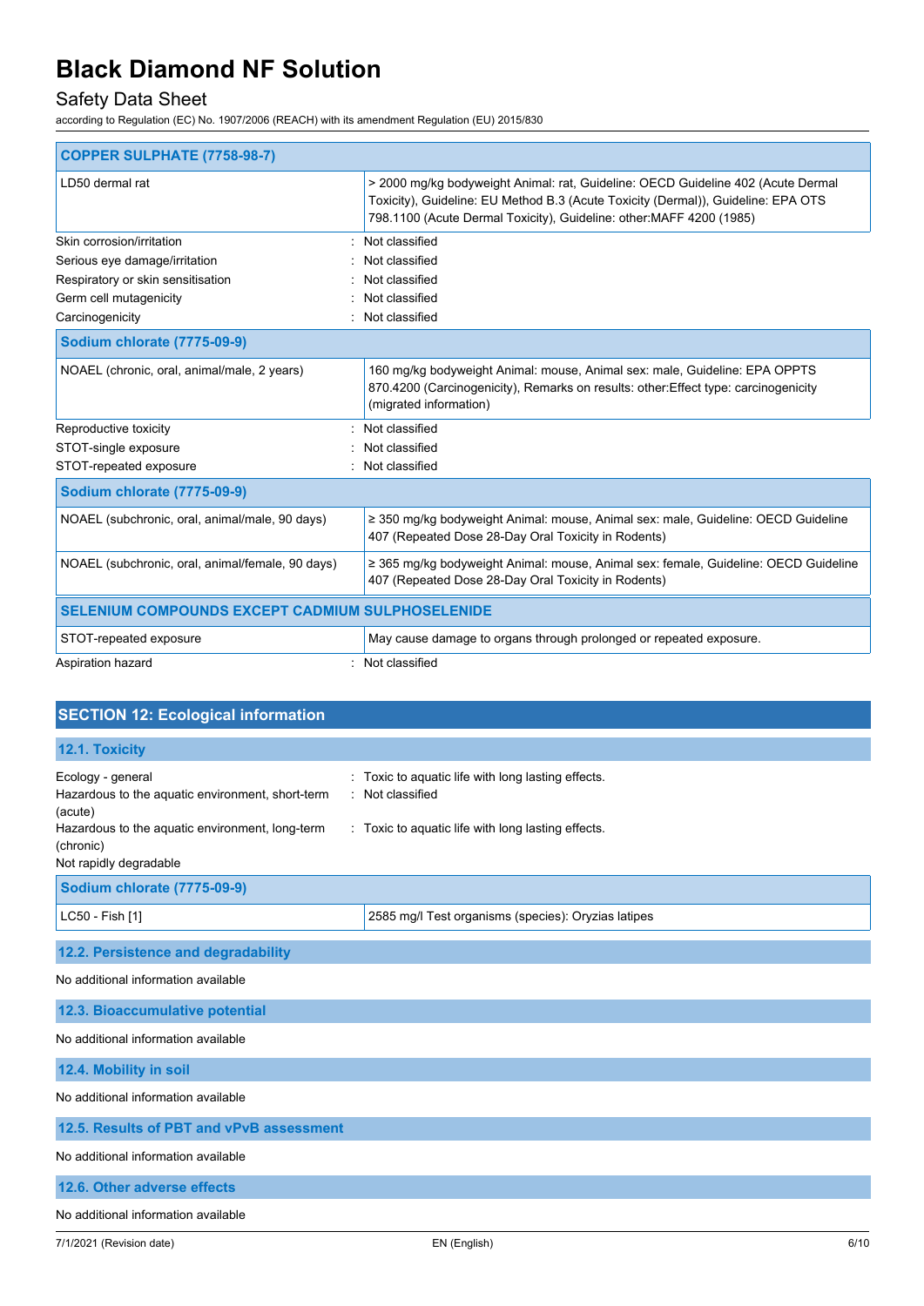| COPPER SULPHATE (7758-98-7) | |
|---|---|
| LD50 dermal rat | > 2000 mg/kg bodyweight Animal: rat, Guideline: OECD Guideline 402 (Acute Dermal Toxicity), Guideline: EU Method B.3 (Acute Toxicity (Dermal)), Guideline: EPA OTS 798.1100 (Acute Dermal Toxicity), Guideline: other:MAFF 4200 (1985) |

Skin corrosion/irritation : Not classified
Serious eye damage/irritation : Not classified
Respiratory or skin sensitisation : Not classified
Germ cell mutagenicity : Not classified
Carcinogenicity : Not classified

| Sodium chlorate (7775-09-9) | |
|---|---|
| NOAEL (chronic, oral, animal/male, 2 years) | 160 mg/kg bodyweight Animal: mouse, Animal sex: male, Guideline: EPA OPPTS 870.4200 (Carcinogenicity), Remarks on results: other:Effect type: carcinogenicity (migrated information) |

Reproductive toxicity : Not classified
STOT-single exposure : Not classified
STOT-repeated exposure : Not classified

| Sodium chlorate (7775-09-9) | |
|---|---|
| NOAEL (subchronic, oral, animal/male, 90 days) | ≥ 350 mg/kg bodyweight Animal: mouse, Animal sex: male, Guideline: OECD Guideline 407 (Repeated Dose 28-Day Oral Toxicity in Rodents) |
| NOAEL (subchronic, oral, animal/female, 90 days) | ≥ 365 mg/kg bodyweight Animal: mouse, Animal sex: female, Guideline: OECD Guideline 407 (Repeated Dose 28-Day Oral Toxicity in Rodents) |

| SELENIUM COMPOUNDS EXCEPT CADMIUM SULPHOSELENIDE | |
|---|---|
| STOT-repeated exposure | May cause damage to organs through prolonged or repeated exposure. |

Aspiration hazard : Not classified

## SECTION 12: Ecological information

### 12.1. Toxicity

Ecology - general : Toxic to aquatic life with long lasting effects.
Hazardous to the aquatic environment, short-term (acute) : Not classified
Hazardous to the aquatic environment, long-term (chronic) : Toxic to aquatic life with long lasting effects.
Not rapidly degradable

| Sodium chlorate (7775-09-9) | |
|---|---|
| LC50 - Fish [1] | 2585 mg/l Test organisms (species): Oryzias latipes |

### 12.2. Persistence and degradability

No additional information available

### 12.3. Bioaccumulative potential

No additional information available

### 12.4. Mobility in soil

No additional information available

### 12.5. Results of PBT and vPvB assessment

No additional information available

### 12.6. Other adverse effects

No additional information available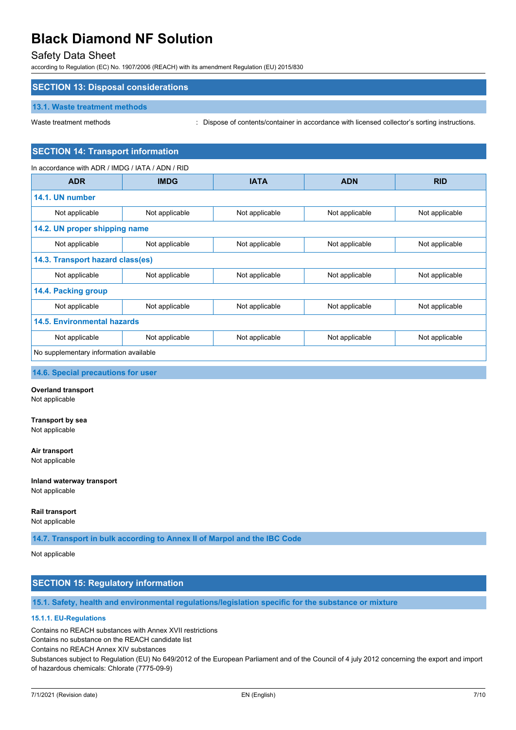## SECTION 13: Disposal considerations

### 13.1. Waste treatment methods

Waste treatment methods : Dispose of contents/container in accordance with licensed collector's sorting instructions.

## SECTION 14: Transport information

In accordance with ADR / IMDG / IATA / ADN / RID

| ADR | IMDG | IATA | ADN | RID |
|---|---|---|---|---|
| **14.1. UN number** | | | | |
| Not applicable | Not applicable | Not applicable | Not applicable | Not applicable |
| **14.2. UN proper shipping name** | | | | |
| Not applicable | Not applicable | Not applicable | Not applicable | Not applicable |
| **14.3. Transport hazard class(es)** | | | | |
| Not applicable | Not applicable | Not applicable | Not applicable | Not applicable |
| **14.4. Packing group** | | | | |
| Not applicable | Not applicable | Not applicable | Not applicable | Not applicable |
| **14.5. Environmental hazards** | | | | |
| Not applicable | Not applicable | Not applicable | Not applicable | Not applicable |
| No supplementary information available | | | | |

### 14.6. Special precautions for user

**Overland transport**
Not applicable

**Transport by sea**
Not applicable

**Air transport**
Not applicable

**Inland waterway transport**
Not applicable

**Rail transport**
Not applicable

### 14.7. Transport in bulk according to Annex II of Marpol and the IBC Code

Not applicable

## SECTION 15: Regulatory information

### 15.1. Safety, health and environmental regulations/legislation specific for the substance or mixture

#### 15.1.1. EU-Regulations

Contains no REACH substances with Annex XVII restrictions
Contains no substance on the REACH candidate list
Contains no REACH Annex XIV substances
Substances subject to Regulation (EU) No 649/2012 of the European Parliament and of the Council of 4 july 2012 concerning the export and import of hazardous chemicals: Chlorate (7775-09-9)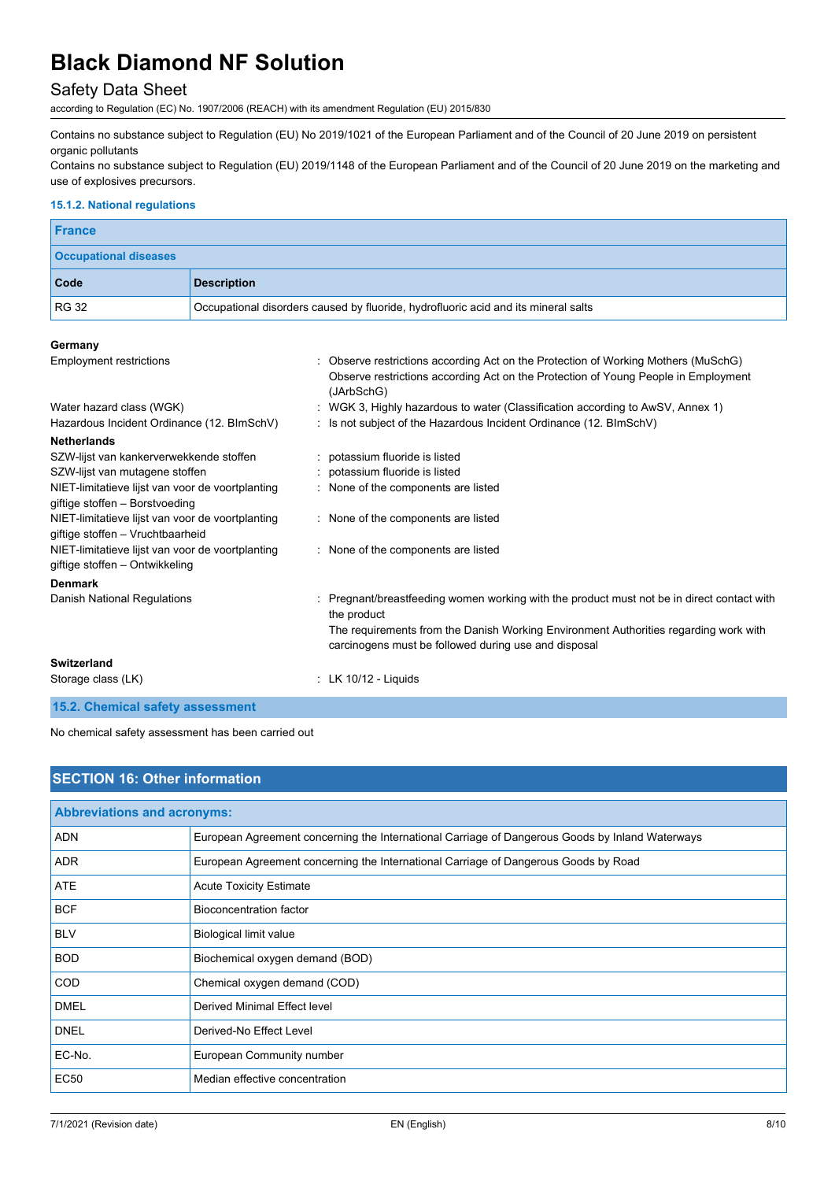Contains no substance subject to Regulation (EU) No 2019/1021 of the European Parliament and of the Council of 20 June 2019 on persistent organic pollutants

Contains no substance subject to Regulation (EU) 2019/1148 of the European Parliament and of the Council of 20 June 2019 on the marketing and use of explosives precursors.

#### 15.1.2. National regulations

| France | |
|---|---|
| **Occupational diseases** | |
| **Code** | **Description** |
| RG 32 | Occupational disorders caused by fluoride, hydrofluoric acid and its mineral salts |

**Germany**

| | |
|---|---|
| Employment restrictions | : Observe restrictions according Act on the Protection of Working Mothers (MuSchG)<br>Observe restrictions according Act on the Protection of Young People in Employment (JArbSchG) |
| Water hazard class (WGK) | : WGK 3, Highly hazardous to water (Classification according to AwSV, Annex 1) |
| Hazardous Incident Ordinance (12. BImSchV) | : Is not subject of the Hazardous Incident Ordinance (12. BImSchV) |

**Netherlands**

| | |
|---|---|
| SZW-lijst van kankerverwekkende stoffen | : potassium fluoride is listed |
| SZW-lijst van mutagene stoffen | : potassium fluoride is listed |
| NIET-limitatieve lijst van voor de voortplanting giftige stoffen – Borstvoeding | : None of the components are listed |
| NIET-limitatieve lijst van voor de voortplanting giftige stoffen – Vruchtbaarheid | : None of the components are listed |
| NIET-limitatieve lijst van voor de voortplanting giftige stoffen – Ontwikkeling | : None of the components are listed |

**Denmark**

| | |
|---|---|
| Danish National Regulations | : Pregnant/breastfeeding women working with the product must not be in direct contact with the product<br>The requirements from the Danish Working Environment Authorities regarding work with carcinogens must be followed during use and disposal |

**Switzerland**

| | |
|---|---|
| Storage class (LK) | : LK 10/12 - Liquids |

### 15.2. Chemical safety assessment

No chemical safety assessment has been carried out

## SECTION 16: Other information

| Abbreviations and acronyms: | |
|---|---|
| ADN | European Agreement concerning the International Carriage of Dangerous Goods by Inland Waterways |
| ADR | European Agreement concerning the International Carriage of Dangerous Goods by Road |
| ATE | Acute Toxicity Estimate |
| BCF | Bioconcentration factor |
| BLV | Biological limit value |
| BOD | Biochemical oxygen demand (BOD) |
| COD | Chemical oxygen demand (COD) |
| DMEL | Derived Minimal Effect level |
| DNEL | Derived-No Effect Level |
| EC-No. | European Community number |
| EC50 | Median effective concentration |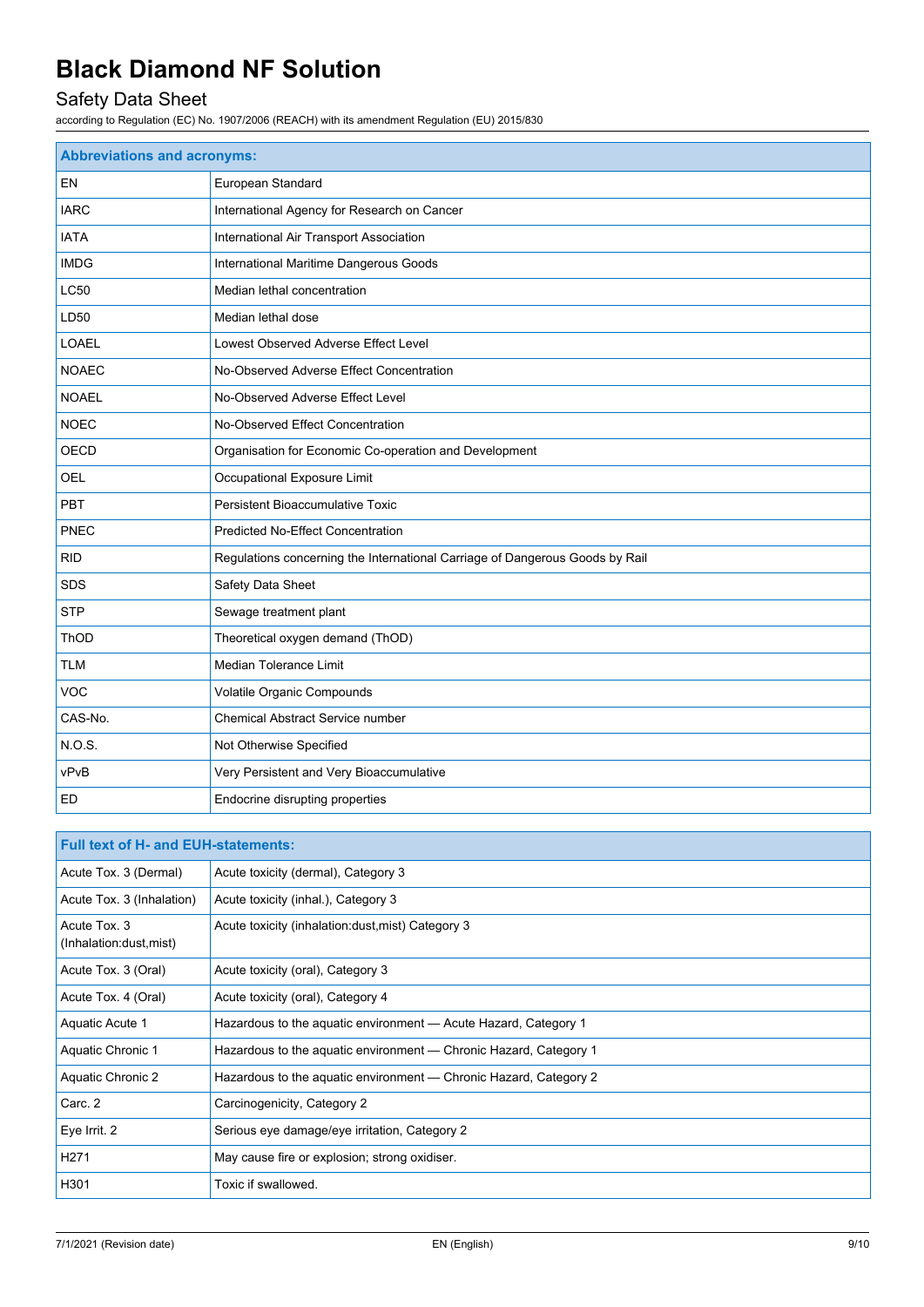# Black Diamond NF Solution

## Safety Data Sheet

according to Regulation (EC) No. 1907/2006 (REACH) with its amendment Regulation (EU) 2015/830

| Abbreviations and acronyms: | |
|---|---|
| EN | European Standard |
| IARC | International Agency for Research on Cancer |
| IATA | International Air Transport Association |
| IMDG | International Maritime Dangerous Goods |
| LC50 | Median lethal concentration |
| LD50 | Median lethal dose |
| LOAEL | Lowest Observed Adverse Effect Level |
| NOAEC | No-Observed Adverse Effect Concentration |
| NOAEL | No-Observed Adverse Effect Level |
| NOEC | No-Observed Effect Concentration |
| OECD | Organisation for Economic Co-operation and Development |
| OEL | Occupational Exposure Limit |
| PBT | Persistent Bioaccumulative Toxic |
| PNEC | Predicted No-Effect Concentration |
| RID | Regulations concerning the International Carriage of Dangerous Goods by Rail |
| SDS | Safety Data Sheet |
| STP | Sewage treatment plant |
| ThOD | Theoretical oxygen demand (ThOD) |
| TLM | Median Tolerance Limit |
| VOC | Volatile Organic Compounds |
| CAS-No. | Chemical Abstract Service number |
| N.O.S. | Not Otherwise Specified |
| vPvB | Very Persistent and Very Bioaccumulative |
| ED | Endocrine disrupting properties |

| Full text of H- and EUH-statements: | |
|---|---|
| Acute Tox. 3 (Dermal) | Acute toxicity (dermal), Category 3 |
| Acute Tox. 3 (Inhalation) | Acute toxicity (inhal.), Category 3 |
| Acute Tox. 3 (Inhalation:dust,mist) | Acute toxicity (inhalation:dust,mist) Category 3 |
| Acute Tox. 3 (Oral) | Acute toxicity (oral), Category 3 |
| Acute Tox. 4 (Oral) | Acute toxicity (oral), Category 4 |
| Aquatic Acute 1 | Hazardous to the aquatic environment — Acute Hazard, Category 1 |
| Aquatic Chronic 1 | Hazardous to the aquatic environment — Chronic Hazard, Category 1 |
| Aquatic Chronic 2 | Hazardous to the aquatic environment — Chronic Hazard, Category 2 |
| Carc. 2 | Carcinogenicity, Category 2 |
| Eye Irrit. 2 | Serious eye damage/eye irritation, Category 2 |
| H271 | May cause fire or explosion; strong oxidiser. |
| H301 | Toxic if swallowed. |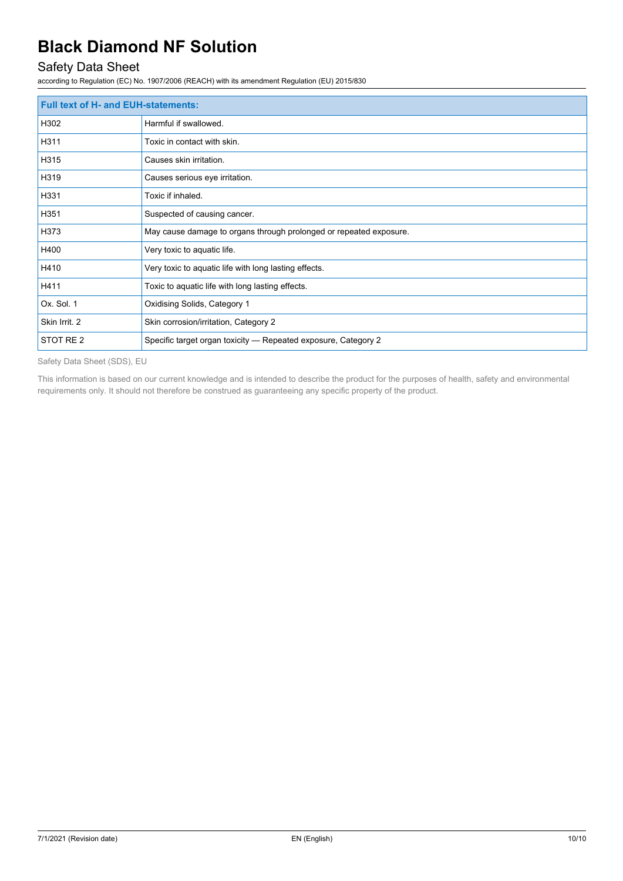| Full text of H- and EUH-statements: | |
|---|---|
| H302 | Harmful if swallowed. |
| H311 | Toxic in contact with skin. |
| H315 | Causes skin irritation. |
| H319 | Causes serious eye irritation. |
| H331 | Toxic if inhaled. |
| H351 | Suspected of causing cancer. |
| H373 | May cause damage to organs through prolonged or repeated exposure. |
| H400 | Very toxic to aquatic life. |
| H410 | Very toxic to aquatic life with long lasting effects. |
| H411 | Toxic to aquatic life with long lasting effects. |
| Ox. Sol. 1 | Oxidising Solids, Category 1 |
| Skin Irrit. 2 | Skin corrosion/irritation, Category 2 |
| STOT RE 2 | Specific target organ toxicity — Repeated exposure, Category 2 |

Safety Data Sheet (SDS), EU

This information is based on our current knowledge and is intended to describe the product for the purposes of health, safety and environmental requirements only. It should not therefore be construed as guaranteeing any specific property of the product.